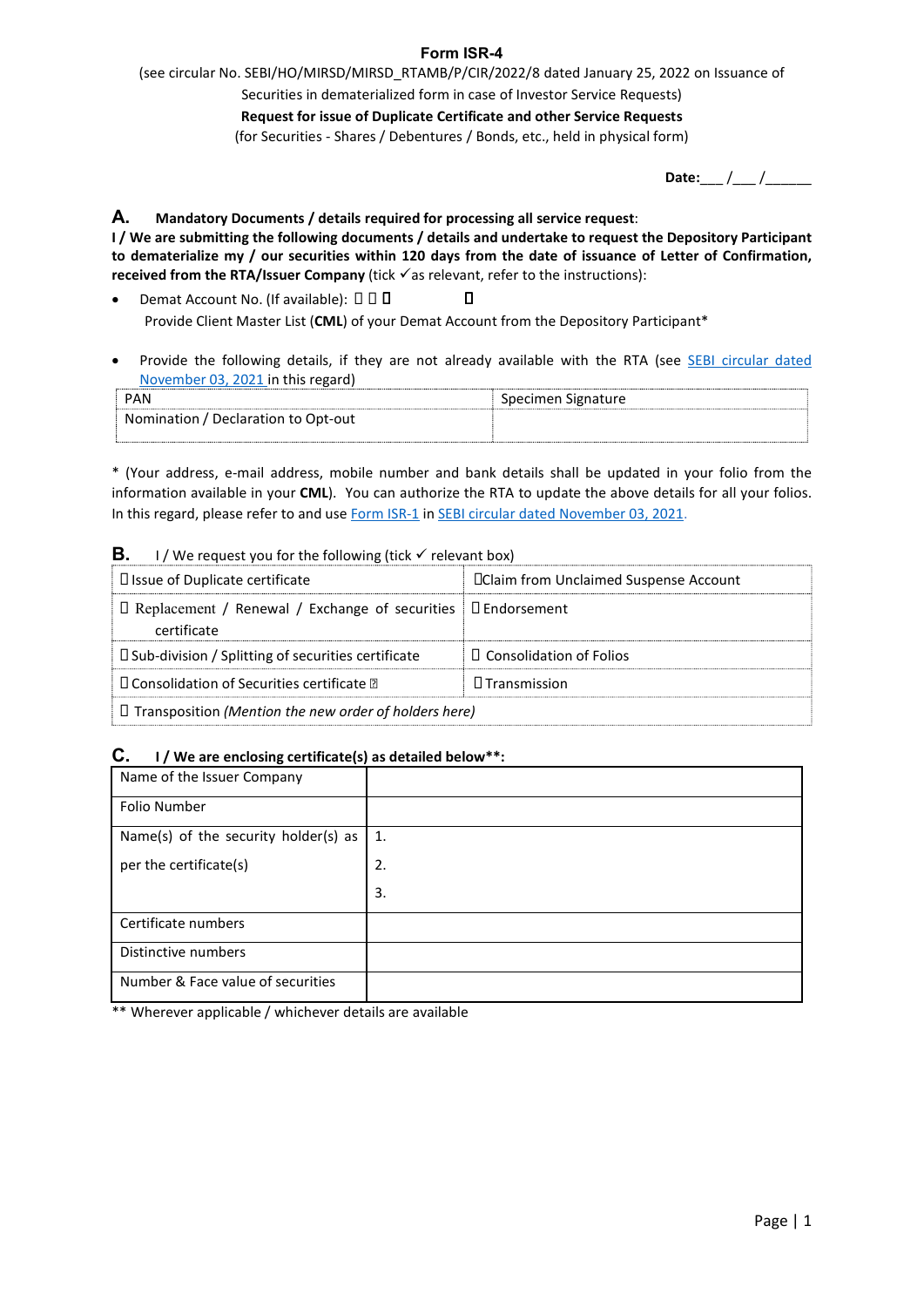# Form ISR-4

(see circular No. SEBI/HO/MIRSD/MIRSD_RTAMB/P/CIR/2022/8 dated January 25, 2022 on Issuance of Securities in dematerialized form in case of Investor Service Requests)

**Request for issue of Duplicate Certificate and other Service Requests**

(for Securities - Shares / Debentures / Bonds, etc., held in physical form)

**Date:**___ /___ /______

## A. Mandatory Documents / details required for processing all service request:

**I / We are submitting the following documents / details and undertake to request the Depository Participant to dematerialize my / our securities within 120 days from the date of issuance of Letter of Confirmation, received from the RTA/Issuer Company** (tick ✓as relevant, refer to the instructions):

- Demat Account No. (If available): ☐ ☐ ☐ ☐
  Provide Client Master List (**CML**) of your Demat Account from the Depository Participant*

- Provide the following details, if they are not already available with the RTA (see SEBI circular dated November 03, 2021 in this regard)

| PAN | Specimen Signature |
|---|---|
| Nomination / Declaration to Opt-out | |

* (Your address, e-mail address, mobile number and bank details shall be updated in your folio from the information available in your **CML**). You can authorize the RTA to update the above details for all your folios. In this regard, please refer to and use Form ISR-1 in SEBI circular dated November 03, 2021.

## B. I / We request you for the following (tick ✓ relevant box)

| | |
|---|---|
| ☐ Issue of Duplicate certificate | ☐Claim from Unclaimed Suspense Account |
| ☐ Replacement / Renewal / Exchange of securities certificate | ☐ Endorsement |
| ☐ Sub-division / Splitting of securities certificate | ☐ Consolidation of Folios |
| ☐ Consolidation of Securities certificate | ☐ Transmission |
| ☐ Transposition *(Mention the new order of holders here)* | |

## C. I / We are enclosing certificate(s) as detailed below**:

| | |
|---|---|
| Name of the Issuer Company | |
| Folio Number | |
| Name(s) of the security holder(s) as per the certificate(s) | 1.<br>2.<br>3. |
| Certificate numbers | |
| Distinctive numbers | |
| Number & Face value of securities | |

** Wherever applicable / whichever details are available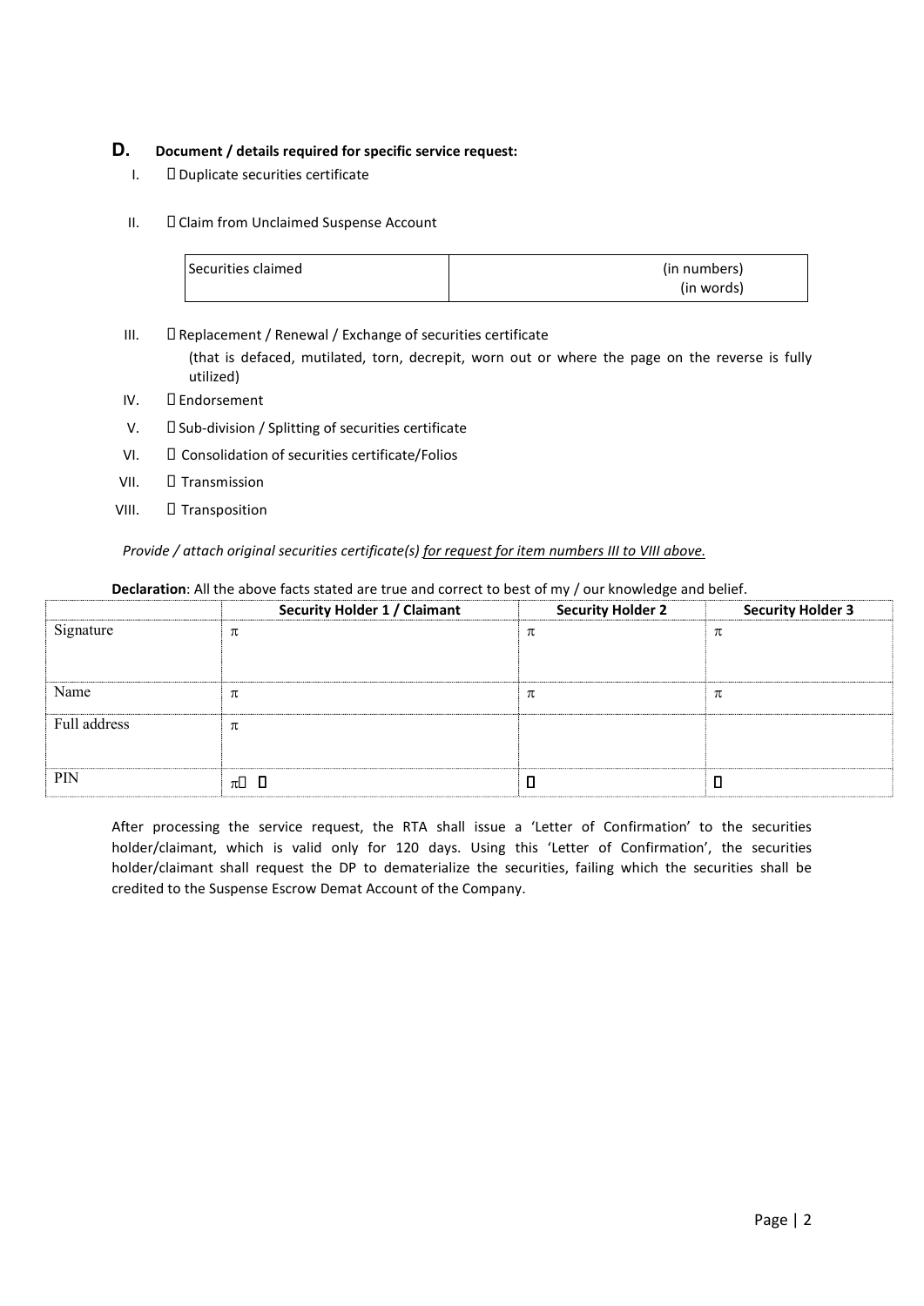## D. Document / details required for specific service request:

I. ☐ Duplicate securities certificate

II. ☐ Claim from Unclaimed Suspense Account

| | |
|---|---|
| Securities claimed | (in numbers)<br>(in words) |

III. ☐ Replacement / Renewal / Exchange of securities certificate
(that is defaced, mutilated, torn, decrepit, worn out or where the page on the reverse is fully utilized)

IV. ☐ Endorsement

V. ☐ Sub-division / Splitting of securities certificate

VI. ☐ Consolidation of securities certificate/Folios

VII. ☐ Transmission

VIII. ☐ Transposition

*Provide / attach original securities certificate(s) for request for item numbers III to VIII above.*

**Declaration**: All the above facts stated are true and correct to best of my / our knowledge and belief.

| | Security Holder 1 / Claimant | Security Holder 2 | Security Holder 3 |
|---|---|---|---|
| Signature | π | π | π |
| Name | π | π | π |
| Full address | π | | |
| PIN | π☐ ☐ | ☐ | ☐ |

After processing the service request, the RTA shall issue a 'Letter of Confirmation' to the securities holder/claimant, which is valid only for 120 days. Using this 'Letter of Confirmation', the securities holder/claimant shall request the DP to dematerialize the securities, failing which the securities shall be credited to the Suspense Escrow Demat Account of the Company.